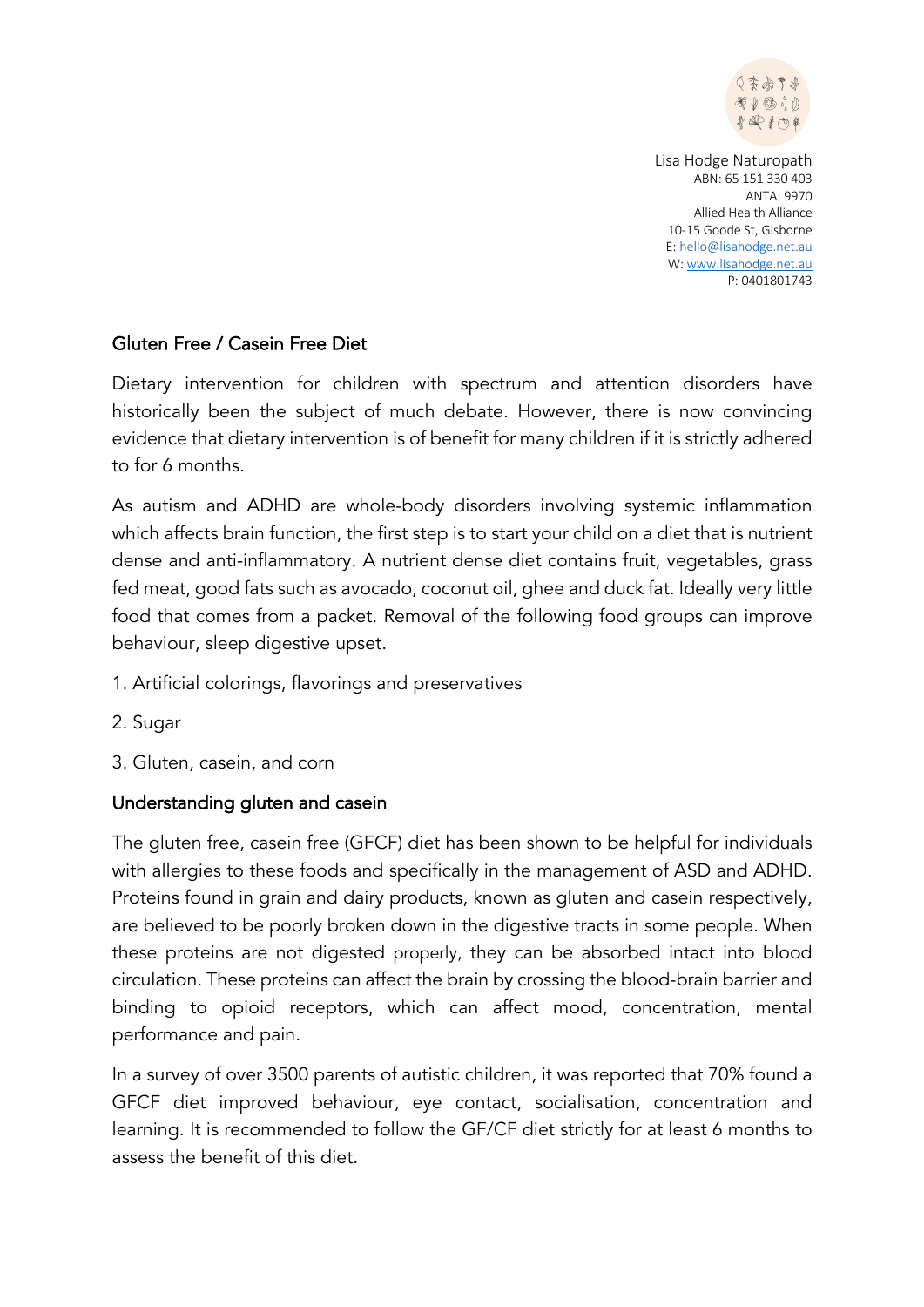Lisa Hodge Naturopath
ABN: 65 151 330 403
ANTA: 9970
Allied Health Alliance
10-15 Goode St, Gisborne
E: hello@lisahodge.net.au
W: www.lisahodge.net.au
P: 0401801743

## Gluten Free / Casein Free Diet

Dietary intervention for children with spectrum and attention disorders have historically been the subject of much debate. However, there is now convincing evidence that dietary intervention is of benefit for many children if it is strictly adhered to for 6 months.

As autism and ADHD are whole-body disorders involving systemic inflammation which affects brain function, the first step is to start your child on a diet that is nutrient dense and anti-inflammatory. A nutrient dense diet contains fruit, vegetables, grass fed meat, good fats such as avocado, coconut oil, ghee and duck fat. Ideally very little food that comes from a packet. Removal of the following food groups can improve behaviour, sleep digestive upset.

1. Artificial colorings, flavorings and preservatives
2. Sugar
3. Gluten, casein, and corn

## Understanding gluten and casein

The gluten free, casein free (GFCF) diet has been shown to be helpful for individuals with allergies to these foods and specifically in the management of ASD and ADHD. Proteins found in grain and dairy products, known as gluten and casein respectively, are believed to be poorly broken down in the digestive tracts in some people. When these proteins are not digested properly, they can be absorbed intact into blood circulation. These proteins can affect the brain by crossing the blood-brain barrier and binding to opioid receptors, which can affect mood, concentration, mental performance and pain.

In a survey of over 3500 parents of autistic children, it was reported that 70% found a GFCF diet improved behaviour, eye contact, socialisation, concentration and learning. It is recommended to follow the GF/CF diet strictly for at least 6 months to assess the benefit of this diet.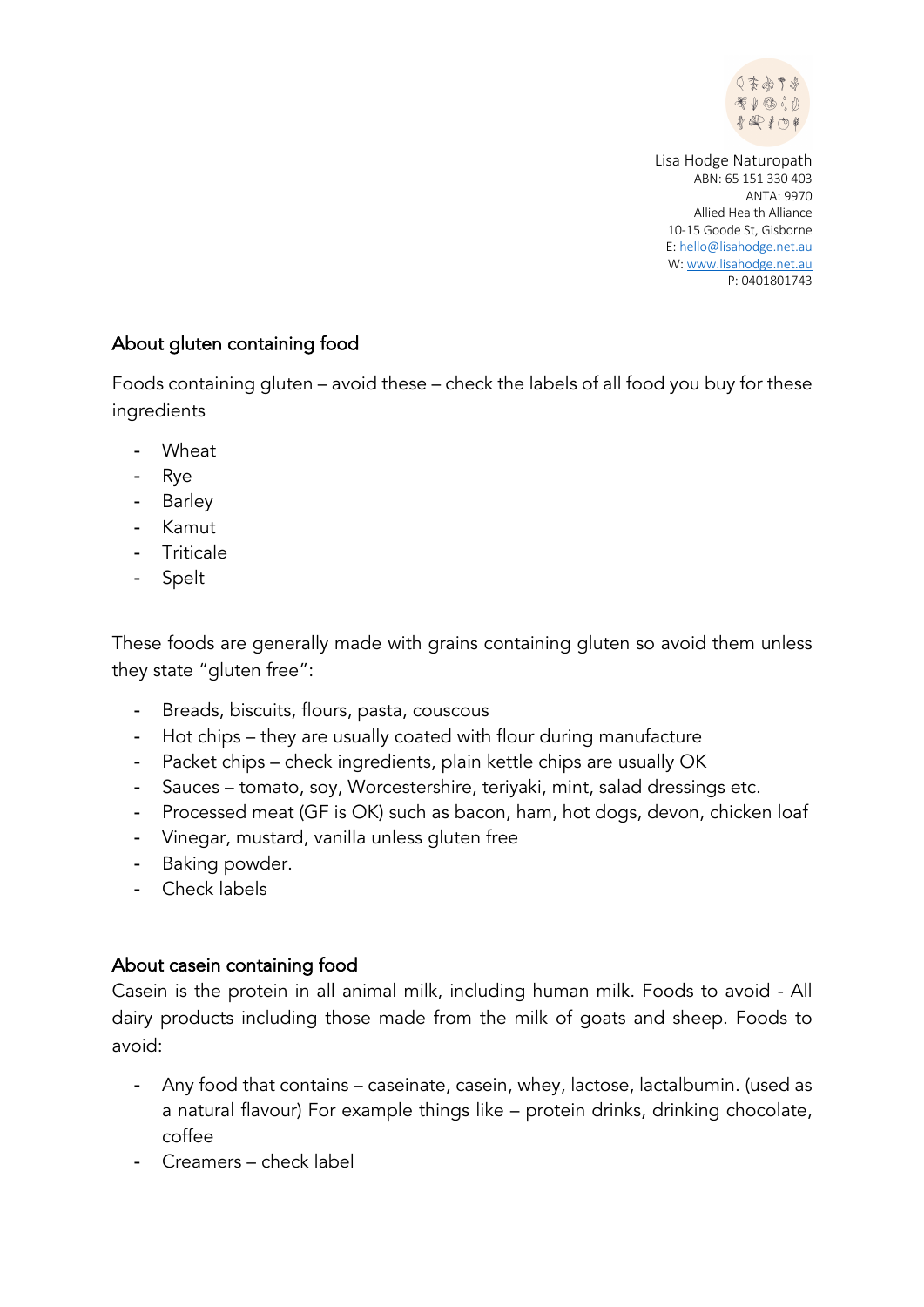Lisa Hodge Naturopath
ABN: 65 151 330 403
ANTA: 9970
Allied Health Alliance
10-15 Goode St, Gisborne
E: hello@lisahodge.net.au
W: www.lisahodge.net.au
P: 0401801743

## About gluten containing food

Foods containing gluten – avoid these – check the labels of all food you buy for these ingredients

- Wheat
- Rye
- Barley
- Kamut
- Triticale
- Spelt

These foods are generally made with grains containing gluten so avoid them unless they state "gluten free":

- Breads, biscuits, flours, pasta, couscous
- Hot chips – they are usually coated with flour during manufacture
- Packet chips – check ingredients, plain kettle chips are usually OK
- Sauces – tomato, soy, Worcestershire, teriyaki, mint, salad dressings etc.
- Processed meat (GF is OK) such as bacon, ham, hot dogs, devon, chicken loaf
- Vinegar, mustard, vanilla unless gluten free
- Baking powder.
- Check labels

## About casein containing food

Casein is the protein in all animal milk, including human milk. Foods to avoid - All dairy products including those made from the milk of goats and sheep. Foods to avoid:

- Any food that contains – caseinate, casein, whey, lactose, lactalbumin. (used as a natural flavour) For example things like – protein drinks, drinking chocolate, coffee
- Creamers – check label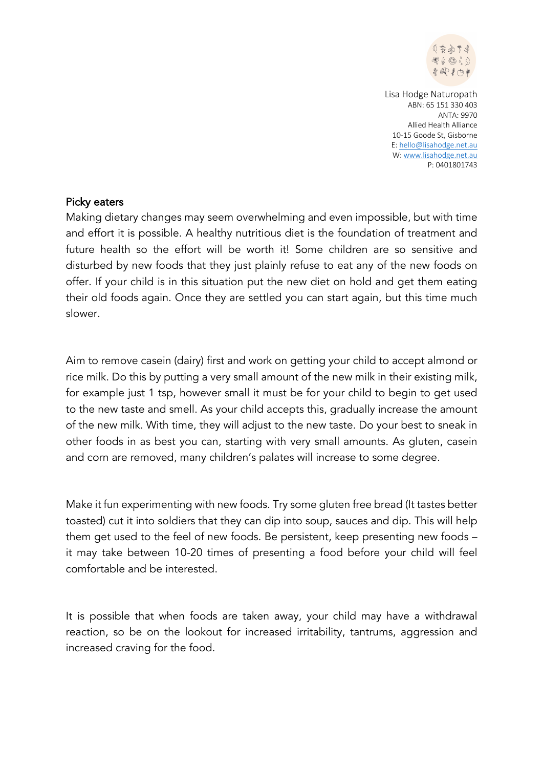Lisa Hodge Naturopath
ABN: 65 151 330 403
ANTA: 9970
Allied Health Alliance
10-15 Goode St, Gisborne
E: hello@lisahodge.net.au
W: www.lisahodge.net.au
P: 0401801743

## Picky eaters

Making dietary changes may seem overwhelming and even impossible, but with time and effort it is possible. A healthy nutritious diet is the foundation of treatment and future health so the effort will be worth it! Some children are so sensitive and disturbed by new foods that they just plainly refuse to eat any of the new foods on offer. If your child is in this situation put the new diet on hold and get them eating their old foods again. Once they are settled you can start again, but this time much slower.

Aim to remove casein (dairy) first and work on getting your child to accept almond or rice milk. Do this by putting a very small amount of the new milk in their existing milk, for example just 1 tsp, however small it must be for your child to begin to get used to the new taste and smell. As your child accepts this, gradually increase the amount of the new milk. With time, they will adjust to the new taste. Do your best to sneak in other foods in as best you can, starting with very small amounts. As gluten, casein and corn are removed, many children's palates will increase to some degree.

Make it fun experimenting with new foods. Try some gluten free bread (It tastes better toasted) cut it into soldiers that they can dip into soup, sauces and dip. This will help them get used to the feel of new foods. Be persistent, keep presenting new foods – it may take between 10-20 times of presenting a food before your child will feel comfortable and be interested.

It is possible that when foods are taken away, your child may have a withdrawal reaction, so be on the lookout for increased irritability, tantrums, aggression and increased craving for the food.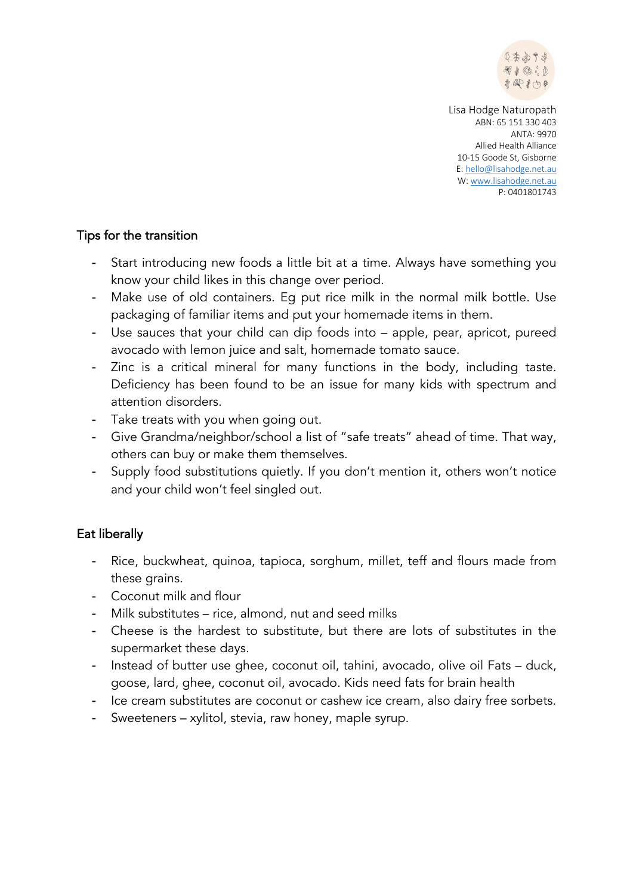Lisa Hodge Naturopath
ABN: 65 151 330 403
ANTA: 9970
Allied Health Alliance
10-15 Goode St, Gisborne
E: hello@lisahodge.net.au
W: www.lisahodge.net.au
P: 0401801743

## Tips for the transition

- Start introducing new foods a little bit at a time. Always have something you know your child likes in this change over period.
- Make use of old containers. Eg put rice milk in the normal milk bottle. Use packaging of familiar items and put your homemade items in them.
- Use sauces that your child can dip foods into – apple, pear, apricot, pureed avocado with lemon juice and salt, homemade tomato sauce.
- Zinc is a critical mineral for many functions in the body, including taste. Deficiency has been found to be an issue for many kids with spectrum and attention disorders.
- Take treats with you when going out.
- Give Grandma/neighbor/school a list of "safe treats" ahead of time. That way, others can buy or make them themselves.
- Supply food substitutions quietly. If you don't mention it, others won't notice and your child won't feel singled out.

## Eat liberally

- Rice, buckwheat, quinoa, tapioca, sorghum, millet, teff and flours made from these grains.
- Coconut milk and flour
- Milk substitutes – rice, almond, nut and seed milks
- Cheese is the hardest to substitute, but there are lots of substitutes in the supermarket these days.
- Instead of butter use ghee, coconut oil, tahini, avocado, olive oil Fats – duck, goose, lard, ghee, coconut oil, avocado. Kids need fats for brain health
- Ice cream substitutes are coconut or cashew ice cream, also dairy free sorbets.
- Sweeteners – xylitol, stevia, raw honey, maple syrup.